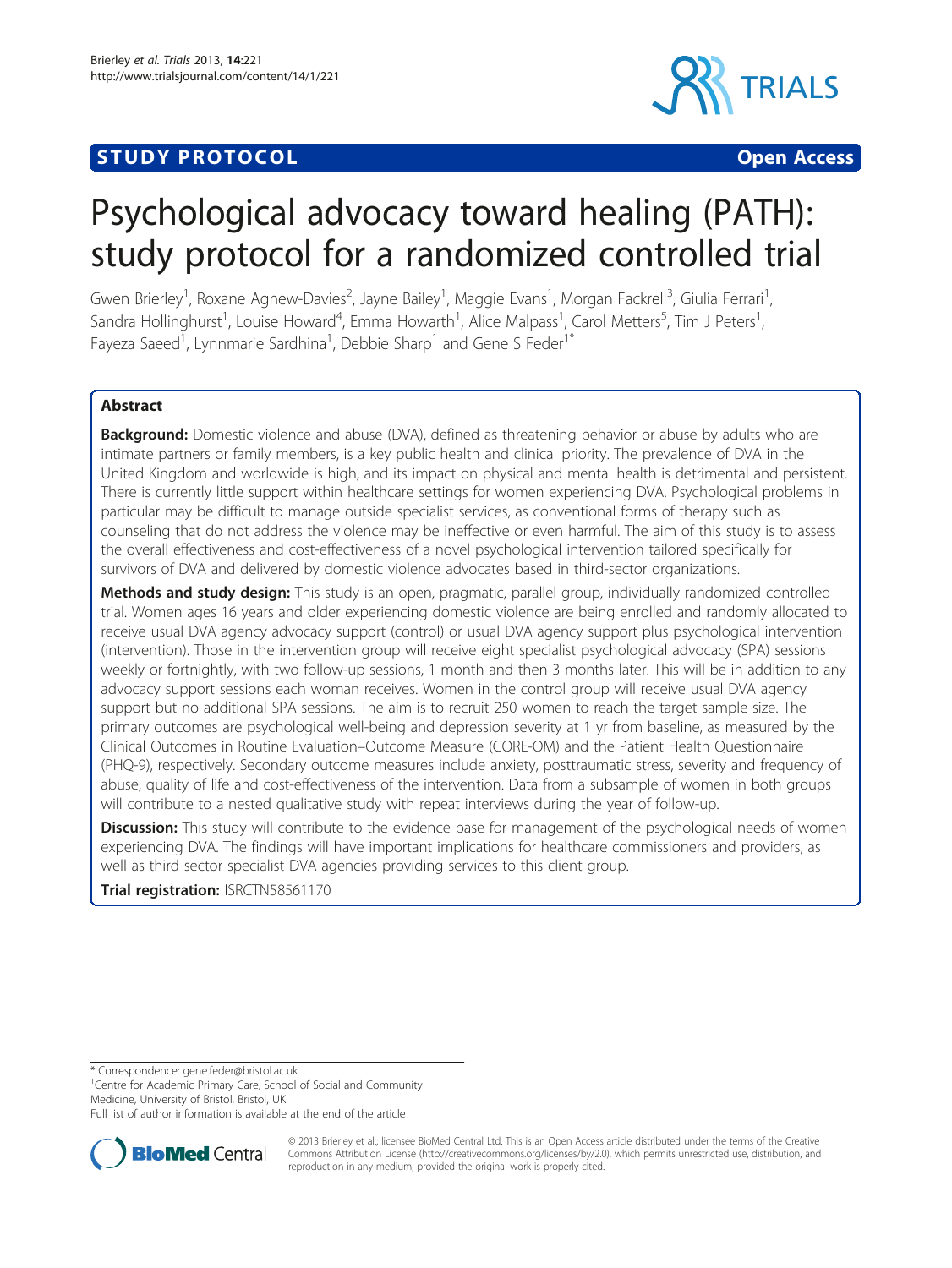STUDY PROTOCOL **Open Access**

# Psychological advocacy toward healing (PATH): study protocol for a randomized controlled trial

Gwen Brierley[1], Roxane Agnew-Davies[2], Jayne Bailey[1], Maggie Evans[1], Morgan Fackrell[3], Giulia Ferrari[1], Sandra Hollinghurst[1], Louise Howard[4], Emma Howarth[1], Alice Malpass[1], Carol Metters[5], Tim J Peters[1], Fayeza Saeed[1], Lynnmarie Sardhina[1], Debbie Sharp[1] and Gene S Feder[1*]

## Abstract

**Background:** Domestic violence and abuse (DVA), defined as threatening behavior or abuse by adults who are intimate partners or family members, is a key public health and clinical priority. The prevalence of DVA in the United Kingdom and worldwide is high, and its impact on physical and mental health is detrimental and persistent. There is currently little support within healthcare settings for women experiencing DVA. Psychological problems in particular may be difficult to manage outside specialist services, as conventional forms of therapy such as counseling that do not address the violence may be ineffective or even harmful. The aim of this study is to assess the overall effectiveness and cost-effectiveness of a novel psychological intervention tailored specifically for survivors of DVA and delivered by domestic violence advocates based in third-sector organizations.

**Methods and study design:** This study is an open, pragmatic, parallel group, individually randomized controlled trial. Women ages 16 years and older experiencing domestic violence are being enrolled and randomly allocated to receive usual DVA agency advocacy support (control) or usual DVA agency support plus psychological intervention (intervention). Those in the intervention group will receive eight specialist psychological advocacy (SPA) sessions weekly or fortnightly, with two follow-up sessions, 1 month and then 3 months later. This will be in addition to any advocacy support sessions each woman receives. Women in the control group will receive usual DVA agency support but no additional SPA sessions. The aim is to recruit 250 women to reach the target sample size. The primary outcomes are psychological well-being and depression severity at 1 yr from baseline, as measured by the Clinical Outcomes in Routine Evaluation–Outcome Measure (CORE-OM) and the Patient Health Questionnaire (PHQ-9), respectively. Secondary outcome measures include anxiety, posttraumatic stress, severity and frequency of abuse, quality of life and cost-effectiveness of the intervention. Data from a subsample of women in both groups will contribute to a nested qualitative study with repeat interviews during the year of follow-up.

**Discussion:** This study will contribute to the evidence base for management of the psychological needs of women experiencing DVA. The findings will have important implications for healthcare commissioners and providers, as well as third sector specialist DVA agencies providing services to this client group.

**Trial registration:** ISRCTN58561170

* Correspondence: gene.feder@bristol.ac.uk
[1]Centre for Academic Primary Care, School of Social and Community Medicine, University of Bristol, Bristol, UK
Full list of author information is available at the end of the article

© 2013 Brierley et al.; licensee BioMed Central Ltd. This is an Open Access article distributed under the terms of the Creative Commons Attribution License (http://creativecommons.org/licenses/by/2.0), which permits unrestricted use, distribution, and reproduction in any medium, provided the original work is properly cited.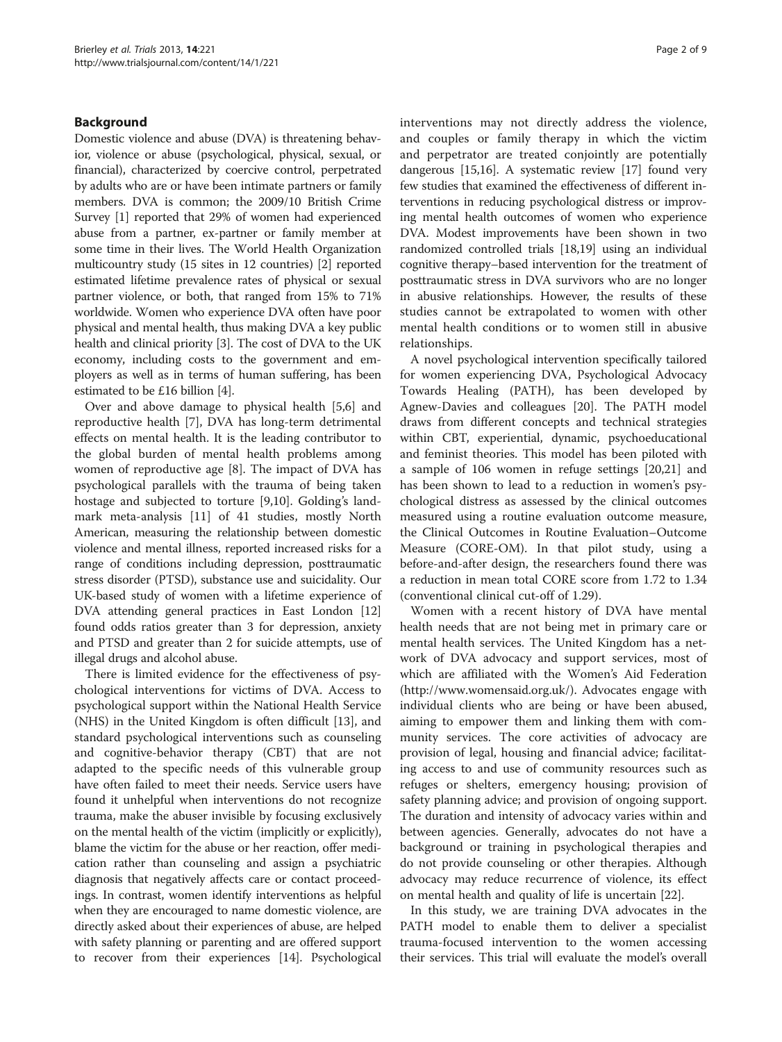## Background

Domestic violence and abuse (DVA) is threatening behavior, violence or abuse (psychological, physical, sexual, or financial), characterized by coercive control, perpetrated by adults who are or have been intimate partners or family members. DVA is common; the 2009/10 British Crime Survey [1] reported that 29% of women had experienced abuse from a partner, ex-partner or family member at some time in their lives. The World Health Organization multicountry study (15 sites in 12 countries) [2] reported estimated lifetime prevalence rates of physical or sexual partner violence, or both, that ranged from 15% to 71% worldwide. Women who experience DVA often have poor physical and mental health, thus making DVA a key public health and clinical priority [3]. The cost of DVA to the UK economy, including costs to the government and employers as well as in terms of human suffering, has been estimated to be £16 billion [4].

Over and above damage to physical health [5,6] and reproductive health [7], DVA has long-term detrimental effects on mental health. It is the leading contributor to the global burden of mental health problems among women of reproductive age [8]. The impact of DVA has psychological parallels with the trauma of being taken hostage and subjected to torture [9,10]. Golding's landmark meta-analysis [11] of 41 studies, mostly North American, measuring the relationship between domestic violence and mental illness, reported increased risks for a range of conditions including depression, posttraumatic stress disorder (PTSD), substance use and suicidality. Our UK-based study of women with a lifetime experience of DVA attending general practices in East London [12] found odds ratios greater than 3 for depression, anxiety and PTSD and greater than 2 for suicide attempts, use of illegal drugs and alcohol abuse.

There is limited evidence for the effectiveness of psychological interventions for victims of DVA. Access to psychological support within the National Health Service (NHS) in the United Kingdom is often difficult [13], and standard psychological interventions such as counseling and cognitive-behavior therapy (CBT) that are not adapted to the specific needs of this vulnerable group have often failed to meet their needs. Service users have found it unhelpful when interventions do not recognize trauma, make the abuser invisible by focusing exclusively on the mental health of the victim (implicitly or explicitly), blame the victim for the abuse or her reaction, offer medication rather than counseling and assign a psychiatric diagnosis that negatively affects care or contact proceedings. In contrast, women identify interventions as helpful when they are encouraged to name domestic violence, are directly asked about their experiences of abuse, are helped with safety planning or parenting and are offered support to recover from their experiences [14]. Psychological interventions may not directly address the violence, and couples or family therapy in which the victim and perpetrator are treated conjointly are potentially dangerous [15,16]. A systematic review [17] found very few studies that examined the effectiveness of different interventions in reducing psychological distress or improving mental health outcomes of women who experience DVA. Modest improvements have been shown in two randomized controlled trials [18,19] using an individual cognitive therapy–based intervention for the treatment of posttraumatic stress in DVA survivors who are no longer in abusive relationships. However, the results of these studies cannot be extrapolated to women with other mental health conditions or to women still in abusive relationships.

A novel psychological intervention specifically tailored for women experiencing DVA, Psychological Advocacy Towards Healing (PATH), has been developed by Agnew-Davies and colleagues [20]. The PATH model draws from different concepts and technical strategies within CBT, experiential, dynamic, psychoeducational and feminist theories. This model has been piloted with a sample of 106 women in refuge settings [20,21] and has been shown to lead to a reduction in women's psychological distress as assessed by the clinical outcomes measured using a routine evaluation outcome measure, the Clinical Outcomes in Routine Evaluation–Outcome Measure (CORE-OM). In that pilot study, using a before-and-after design, the researchers found there was a reduction in mean total CORE score from 1.72 to 1.34 (conventional clinical cut-off of 1.29).

Women with a recent history of DVA have mental health needs that are not being met in primary care or mental health services. The United Kingdom has a network of DVA advocacy and support services, most of which are affiliated with the Women's Aid Federation (http://www.womensaid.org.uk/). Advocates engage with individual clients who are being or have been abused, aiming to empower them and linking them with community services. The core activities of advocacy are provision of legal, housing and financial advice; facilitating access to and use of community resources such as refuges or shelters, emergency housing; provision of safety planning advice; and provision of ongoing support. The duration and intensity of advocacy varies within and between agencies. Generally, advocates do not have a background or training in psychological therapies and do not provide counseling or other therapies. Although advocacy may reduce recurrence of violence, its effect on mental health and quality of life is uncertain [22].

In this study, we are training DVA advocates in the PATH model to enable them to deliver a specialist trauma-focused intervention to the women accessing their services. This trial will evaluate the model's overall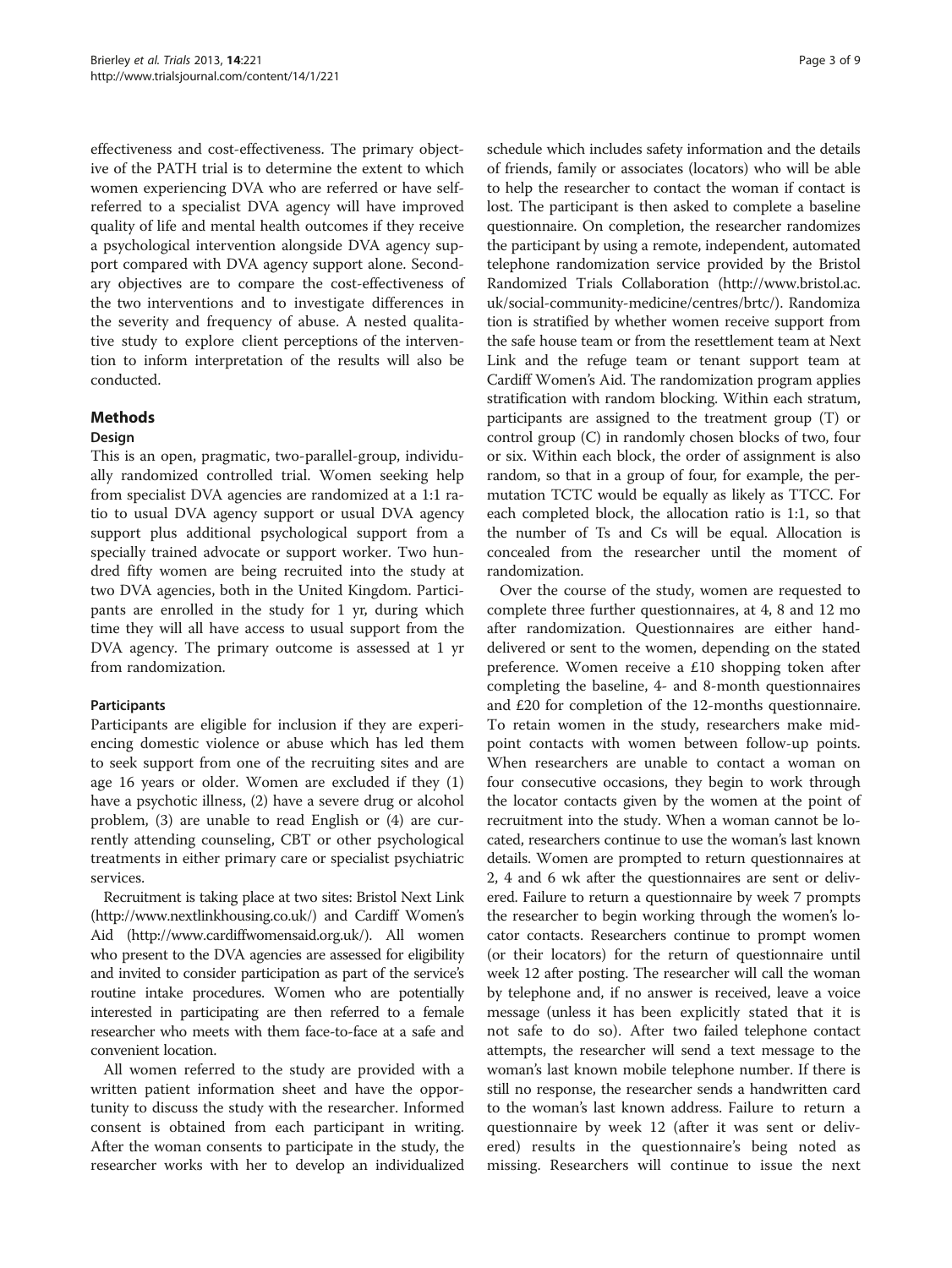effectiveness and cost-effectiveness. The primary objective of the PATH trial is to determine the extent to which women experiencing DVA who are referred or have self-referred to a specialist DVA agency will have improved quality of life and mental health outcomes if they receive a psychological intervention alongside DVA agency support compared with DVA agency support alone. Secondary objectives are to compare the cost-effectiveness of the two interventions and to investigate differences in the severity and frequency of abuse. A nested qualitative study to explore client perceptions of the intervention to inform interpretation of the results will also be conducted.

## Methods

### Design

This is an open, pragmatic, two-parallel-group, individually randomized controlled trial. Women seeking help from specialist DVA agencies are randomized at a 1:1 ratio to usual DVA agency support or usual DVA agency support plus additional psychological support from a specially trained advocate or support worker. Two hundred fifty women are being recruited into the study at two DVA agencies, both in the United Kingdom. Participants are enrolled in the study for 1 yr, during which time they will all have access to usual support from the DVA agency. The primary outcome is assessed at 1 yr from randomization.

### Participants

Participants are eligible for inclusion if they are experiencing domestic violence or abuse which has led them to seek support from one of the recruiting sites and are age 16 years or older. Women are excluded if they (1) have a psychotic illness, (2) have a severe drug or alcohol problem, (3) are unable to read English or (4) are currently attending counseling, CBT or other psychological treatments in either primary care or specialist psychiatric services.

Recruitment is taking place at two sites: Bristol Next Link (http://www.nextlinkhousing.co.uk/) and Cardiff Women's Aid (http://www.cardiffwomensaid.org.uk/). All women who present to the DVA agencies are assessed for eligibility and invited to consider participation as part of the service's routine intake procedures. Women who are potentially interested in participating are then referred to a female researcher who meets with them face-to-face at a safe and convenient location.

All women referred to the study are provided with a written patient information sheet and have the opportunity to discuss the study with the researcher. Informed consent is obtained from each participant in writing. After the woman consents to participate in the study, the researcher works with her to develop an individualized schedule which includes safety information and the details of friends, family or associates (locators) who will be able to help the researcher to contact the woman if contact is lost. The participant is then asked to complete a baseline questionnaire. On completion, the researcher randomizes the participant by using a remote, independent, automated telephone randomization service provided by the Bristol Randomized Trials Collaboration (http://www.bristol.ac.uk/social-community-medicine/centres/brtc/). Randomization is stratified by whether women receive support from the safe house team or from the resettlement team at Next Link and the refuge team or tenant support team at Cardiff Women's Aid. The randomization program applies stratification with random blocking. Within each stratum, participants are assigned to the treatment group (T) or control group (C) in randomly chosen blocks of two, four or six. Within each block, the order of assignment is also random, so that in a group of four, for example, the permutation TCTC would be equally as likely as TTCC. For each completed block, the allocation ratio is 1:1, so that the number of Ts and Cs will be equal. Allocation is concealed from the researcher until the moment of randomization.

Over the course of the study, women are requested to complete three further questionnaires, at 4, 8 and 12 mo after randomization. Questionnaires are either hand-delivered or sent to the women, depending on the stated preference. Women receive a £10 shopping token after completing the baseline, 4- and 8-month questionnaires and £20 for completion of the 12-months questionnaire. To retain women in the study, researchers make mid-point contacts with women between follow-up points. When researchers are unable to contact a woman on four consecutive occasions, they begin to work through the locator contacts given by the women at the point of recruitment into the study. When a woman cannot be located, researchers continue to use the woman's last known details. Women are prompted to return questionnaires at 2, 4 and 6 wk after the questionnaires are sent or delivered. Failure to return a questionnaire by week 7 prompts the researcher to begin working through the women's locator contacts. Researchers continue to prompt women (or their locators) for the return of questionnaire until week 12 after posting. The researcher will call the woman by telephone and, if no answer is received, leave a voice message (unless it has been explicitly stated that it is not safe to do so). After two failed telephone contact attempts, the researcher will send a text message to the woman's last known mobile telephone number. If there is still no response, the researcher sends a handwritten card to the woman's last known address. Failure to return a questionnaire by week 12 (after it was sent or delivered) results in the questionnaire's being noted as missing. Researchers will continue to issue the next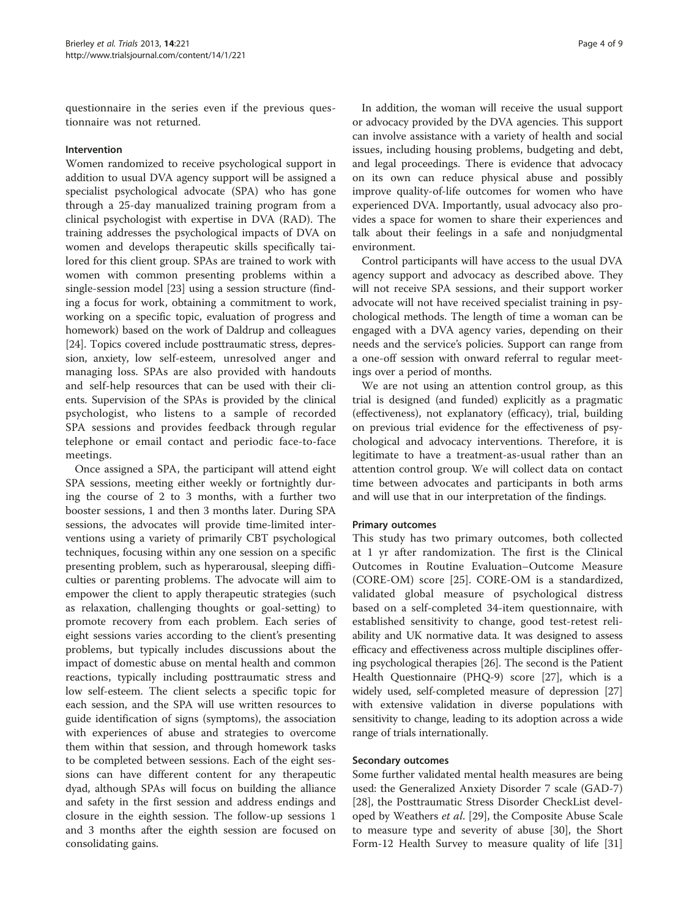questionnaire in the series even if the previous questionnaire was not returned.

### Intervention

Women randomized to receive psychological support in addition to usual DVA agency support will be assigned a specialist psychological advocate (SPA) who has gone through a 25-day manualized training program from a clinical psychologist with expertise in DVA (RAD). The training addresses the psychological impacts of DVA on women and develops therapeutic skills specifically tailored for this client group. SPAs are trained to work with women with common presenting problems within a single-session model [23] using a session structure (finding a focus for work, obtaining a commitment to work, working on a specific topic, evaluation of progress and homework) based on the work of Daldrup and colleagues [24]. Topics covered include posttraumatic stress, depression, anxiety, low self-esteem, unresolved anger and managing loss. SPAs are also provided with handouts and self-help resources that can be used with their clients. Supervision of the SPAs is provided by the clinical psychologist, who listens to a sample of recorded SPA sessions and provides feedback through regular telephone or email contact and periodic face-to-face meetings.

Once assigned a SPA, the participant will attend eight SPA sessions, meeting either weekly or fortnightly during the course of 2 to 3 months, with a further two booster sessions, 1 and then 3 months later. During SPA sessions, the advocates will provide time-limited interventions using a variety of primarily CBT psychological techniques, focusing within any one session on a specific presenting problem, such as hyperarousal, sleeping difficulties or parenting problems. The advocate will aim to empower the client to apply therapeutic strategies (such as relaxation, challenging thoughts or goal-setting) to promote recovery from each problem. Each series of eight sessions varies according to the client's presenting problems, but typically includes discussions about the impact of domestic abuse on mental health and common reactions, typically including posttraumatic stress and low self-esteem. The client selects a specific topic for each session, and the SPA will use written resources to guide identification of signs (symptoms), the association with experiences of abuse and strategies to overcome them within that session, and through homework tasks to be completed between sessions. Each of the eight sessions can have different content for any therapeutic dyad, although SPAs will focus on building the alliance and safety in the first session and address endings and closure in the eighth session. The follow-up sessions 1 and 3 months after the eighth session are focused on consolidating gains.

In addition, the woman will receive the usual support or advocacy provided by the DVA agencies. This support can involve assistance with a variety of health and social issues, including housing problems, budgeting and debt, and legal proceedings. There is evidence that advocacy on its own can reduce physical abuse and possibly improve quality-of-life outcomes for women who have experienced DVA. Importantly, usual advocacy also provides a space for women to share their experiences and talk about their feelings in a safe and nonjudgmental environment.

Control participants will have access to the usual DVA agency support and advocacy as described above. They will not receive SPA sessions, and their support worker advocate will not have received specialist training in psychological methods. The length of time a woman can be engaged with a DVA agency varies, depending on their needs and the service's policies. Support can range from a one-off session with onward referral to regular meetings over a period of months.

We are not using an attention control group, as this trial is designed (and funded) explicitly as a pragmatic (effectiveness), not explanatory (efficacy), trial, building on previous trial evidence for the effectiveness of psychological and advocacy interventions. Therefore, it is legitimate to have a treatment-as-usual rather than an attention control group. We will collect data on contact time between advocates and participants in both arms and will use that in our interpretation of the findings.

### Primary outcomes

This study has two primary outcomes, both collected at 1 yr after randomization. The first is the Clinical Outcomes in Routine Evaluation–Outcome Measure (CORE-OM) score [25]. CORE-OM is a standardized, validated global measure of psychological distress based on a self-completed 34-item questionnaire, with established sensitivity to change, good test-retest reliability and UK normative data. It was designed to assess efficacy and effectiveness across multiple disciplines offering psychological therapies [26]. The second is the Patient Health Questionnaire (PHQ-9) score [27], which is a widely used, self-completed measure of depression [27] with extensive validation in diverse populations with sensitivity to change, leading to its adoption across a wide range of trials internationally.

### Secondary outcomes

Some further validated mental health measures are being used: the Generalized Anxiety Disorder 7 scale (GAD-7) [28], the Posttraumatic Stress Disorder CheckList developed by Weathers *et al.* [29], the Composite Abuse Scale to measure type and severity of abuse [30], the Short Form-12 Health Survey to measure quality of life [31]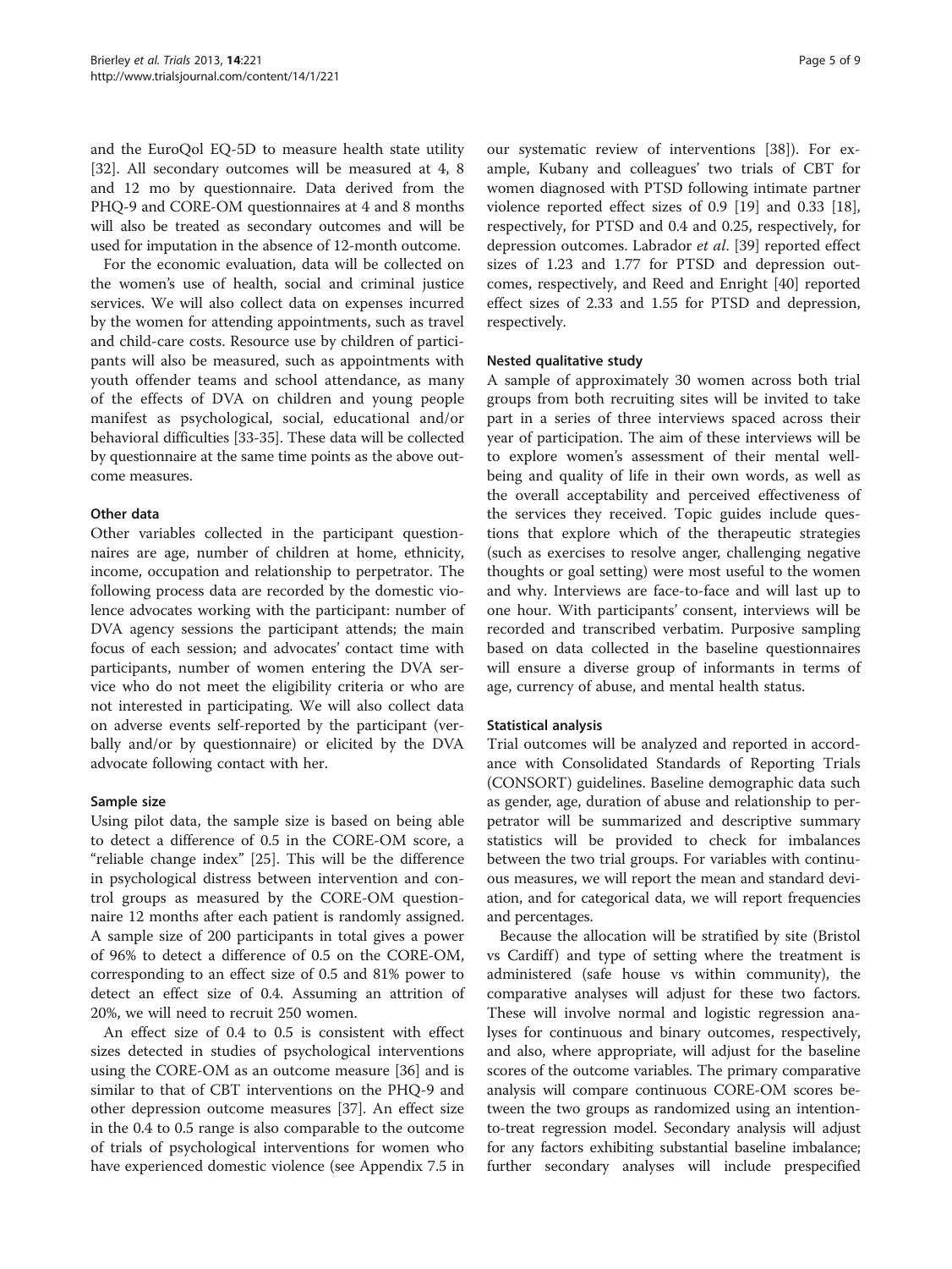and the EuroQol EQ-5D to measure health state utility [32]. All secondary outcomes will be measured at 4, 8 and 12 mo by questionnaire. Data derived from the PHQ-9 and CORE-OM questionnaires at 4 and 8 months will also be treated as secondary outcomes and will be used for imputation in the absence of 12-month outcome.

For the economic evaluation, data will be collected on the women's use of health, social and criminal justice services. We will also collect data on expenses incurred by the women for attending appointments, such as travel and child-care costs. Resource use by children of participants will also be measured, such as appointments with youth offender teams and school attendance, as many of the effects of DVA on children and young people manifest as psychological, social, educational and/or behavioral difficulties [33-35]. These data will be collected by questionnaire at the same time points as the above outcome measures.

### Other data

Other variables collected in the participant questionnaires are age, number of children at home, ethnicity, income, occupation and relationship to perpetrator. The following process data are recorded by the domestic violence advocates working with the participant: number of DVA agency sessions the participant attends; the main focus of each session; and advocates' contact time with participants, number of women entering the DVA service who do not meet the eligibility criteria or who are not interested in participating. We will also collect data on adverse events self-reported by the participant (verbally and/or by questionnaire) or elicited by the DVA advocate following contact with her.

### Sample size

Using pilot data, the sample size is based on being able to detect a difference of 0.5 in the CORE-OM score, a "reliable change index" [25]. This will be the difference in psychological distress between intervention and control groups as measured by the CORE-OM questionnaire 12 months after each patient is randomly assigned. A sample size of 200 participants in total gives a power of 96% to detect a difference of 0.5 on the CORE-OM, corresponding to an effect size of 0.5 and 81% power to detect an effect size of 0.4. Assuming an attrition of 20%, we will need to recruit 250 women.

An effect size of 0.4 to 0.5 is consistent with effect sizes detected in studies of psychological interventions using the CORE-OM as an outcome measure [36] and is similar to that of CBT interventions on the PHQ-9 and other depression outcome measures [37]. An effect size in the 0.4 to 0.5 range is also comparable to the outcome of trials of psychological interventions for women who have experienced domestic violence (see Appendix 7.5 in our systematic review of interventions [38]). For example, Kubany and colleagues' two trials of CBT for women diagnosed with PTSD following intimate partner violence reported effect sizes of 0.9 [19] and 0.33 [18], respectively, for PTSD and 0.4 and 0.25, respectively, for depression outcomes. Labrador *et al*. [39] reported effect sizes of 1.23 and 1.77 for PTSD and depression outcomes, respectively, and Reed and Enright [40] reported effect sizes of 2.33 and 1.55 for PTSD and depression, respectively.

### Nested qualitative study

A sample of approximately 30 women across both trial groups from both recruiting sites will be invited to take part in a series of three interviews spaced across their year of participation. The aim of these interviews will be to explore women's assessment of their mental wellbeing and quality of life in their own words, as well as the overall acceptability and perceived effectiveness of the services they received. Topic guides include questions that explore which of the therapeutic strategies (such as exercises to resolve anger, challenging negative thoughts or goal setting) were most useful to the women and why. Interviews are face-to-face and will last up to one hour. With participants' consent, interviews will be recorded and transcribed verbatim. Purposive sampling based on data collected in the baseline questionnaires will ensure a diverse group of informants in terms of age, currency of abuse, and mental health status.

### Statistical analysis

Trial outcomes will be analyzed and reported in accordance with Consolidated Standards of Reporting Trials (CONSORT) guidelines. Baseline demographic data such as gender, age, duration of abuse and relationship to perpetrator will be summarized and descriptive summary statistics will be provided to check for imbalances between the two trial groups. For variables with continuous measures, we will report the mean and standard deviation, and for categorical data, we will report frequencies and percentages.

Because the allocation will be stratified by site (Bristol vs Cardiff) and type of setting where the treatment is administered (safe house vs within community), the comparative analyses will adjust for these two factors. These will involve normal and logistic regression analyses for continuous and binary outcomes, respectively, and also, where appropriate, will adjust for the baseline scores of the outcome variables. The primary comparative analysis will compare continuous CORE-OM scores between the two groups as randomized using an intention-to-treat regression model. Secondary analysis will adjust for any factors exhibiting substantial baseline imbalance; further secondary analyses will include prespecified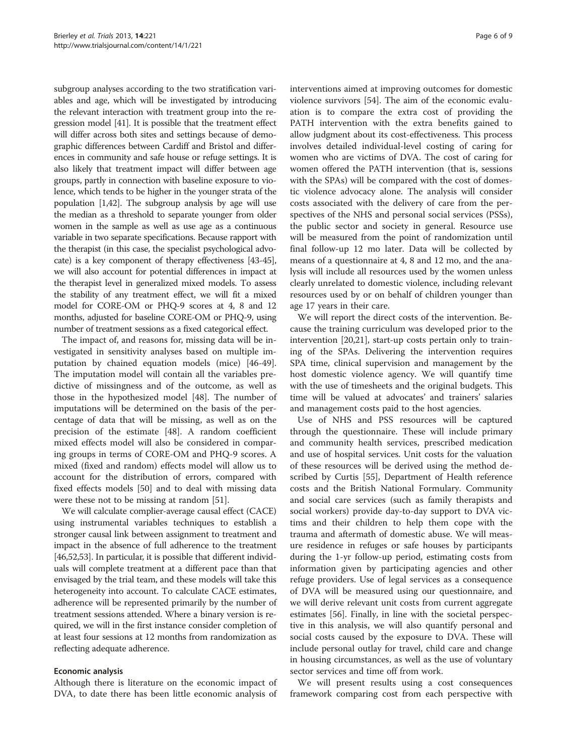subgroup analyses according to the two stratification variables and age, which will be investigated by introducing the relevant interaction with treatment group into the regression model [41]. It is possible that the treatment effect will differ across both sites and settings because of demographic differences between Cardiff and Bristol and differences in community and safe house or refuge settings. It is also likely that treatment impact will differ between age groups, partly in connection with baseline exposure to violence, which tends to be higher in the younger strata of the population [1,42]. The subgroup analysis by age will use the median as a threshold to separate younger from older women in the sample as well as use age as a continuous variable in two separate specifications. Because rapport with the therapist (in this case, the specialist psychological advocate) is a key component of therapy effectiveness [43-45], we will also account for potential differences in impact at the therapist level in generalized mixed models. To assess the stability of any treatment effect, we will fit a mixed model for CORE-OM or PHQ-9 scores at 4, 8 and 12 months, adjusted for baseline CORE-OM or PHQ-9, using number of treatment sessions as a fixed categorical effect.

The impact of, and reasons for, missing data will be investigated in sensitivity analyses based on multiple imputation by chained equation models (mice) [46-49]. The imputation model will contain all the variables predictive of missingness and of the outcome, as well as those in the hypothesized model [48]. The number of imputations will be determined on the basis of the percentage of data that will be missing, as well as on the precision of the estimate [48]. A random coefficient mixed effects model will also be considered in comparing groups in terms of CORE-OM and PHQ-9 scores. A mixed (fixed and random) effects model will allow us to account for the distribution of errors, compared with fixed effects models [50] and to deal with missing data were these not to be missing at random [51].

We will calculate complier-average causal effect (CACE) using instrumental variables techniques to establish a stronger causal link between assignment to treatment and impact in the absence of full adherence to the treatment [46,52,53]. In particular, it is possible that different individuals will complete treatment at a different pace than that envisaged by the trial team, and these models will take this heterogeneity into account. To calculate CACE estimates, adherence will be represented primarily by the number of treatment sessions attended. Where a binary version is required, we will in the first instance consider completion of at least four sessions at 12 months from randomization as reflecting adequate adherence.

### Economic analysis

Although there is literature on the economic impact of DVA, to date there has been little economic analysis of interventions aimed at improving outcomes for domestic violence survivors [54]. The aim of the economic evaluation is to compare the extra cost of providing the PATH intervention with the extra benefits gained to allow judgment about its cost-effectiveness. This process involves detailed individual-level costing of caring for women who are victims of DVA. The cost of caring for women offered the PATH intervention (that is, sessions with the SPAs) will be compared with the cost of domestic violence advocacy alone. The analysis will consider costs associated with the delivery of care from the perspectives of the NHS and personal social services (PSSs), the public sector and society in general. Resource use will be measured from the point of randomization until final follow-up 12 mo later. Data will be collected by means of a questionnaire at 4, 8 and 12 mo, and the analysis will include all resources used by the women unless clearly unrelated to domestic violence, including relevant resources used by or on behalf of children younger than age 17 years in their care.

We will report the direct costs of the intervention. Because the training curriculum was developed prior to the intervention [20,21], start-up costs pertain only to training of the SPAs. Delivering the intervention requires SPA time, clinical supervision and management by the host domestic violence agency. We will quantify time with the use of timesheets and the original budgets. This time will be valued at advocates' and trainers' salaries and management costs paid to the host agencies.

Use of NHS and PSS resources will be captured through the questionnaire. These will include primary and community health services, prescribed medication and use of hospital services. Unit costs for the valuation of these resources will be derived using the method described by Curtis [55], Department of Health reference costs and the British National Formulary. Community and social care services (such as family therapists and social workers) provide day-to-day support to DVA victims and their children to help them cope with the trauma and aftermath of domestic abuse. We will measure residence in refuges or safe houses by participants during the 1-yr follow-up period, estimating costs from information given by participating agencies and other refuge providers. Use of legal services as a consequence of DVA will be measured using our questionnaire, and we will derive relevant unit costs from current aggregate estimates [56]. Finally, in line with the societal perspective in this analysis, we will also quantify personal and social costs caused by the exposure to DVA. These will include personal outlay for travel, child care and change in housing circumstances, as well as the use of voluntary sector services and time off from work.

We will present results using a cost consequences framework comparing cost from each perspective with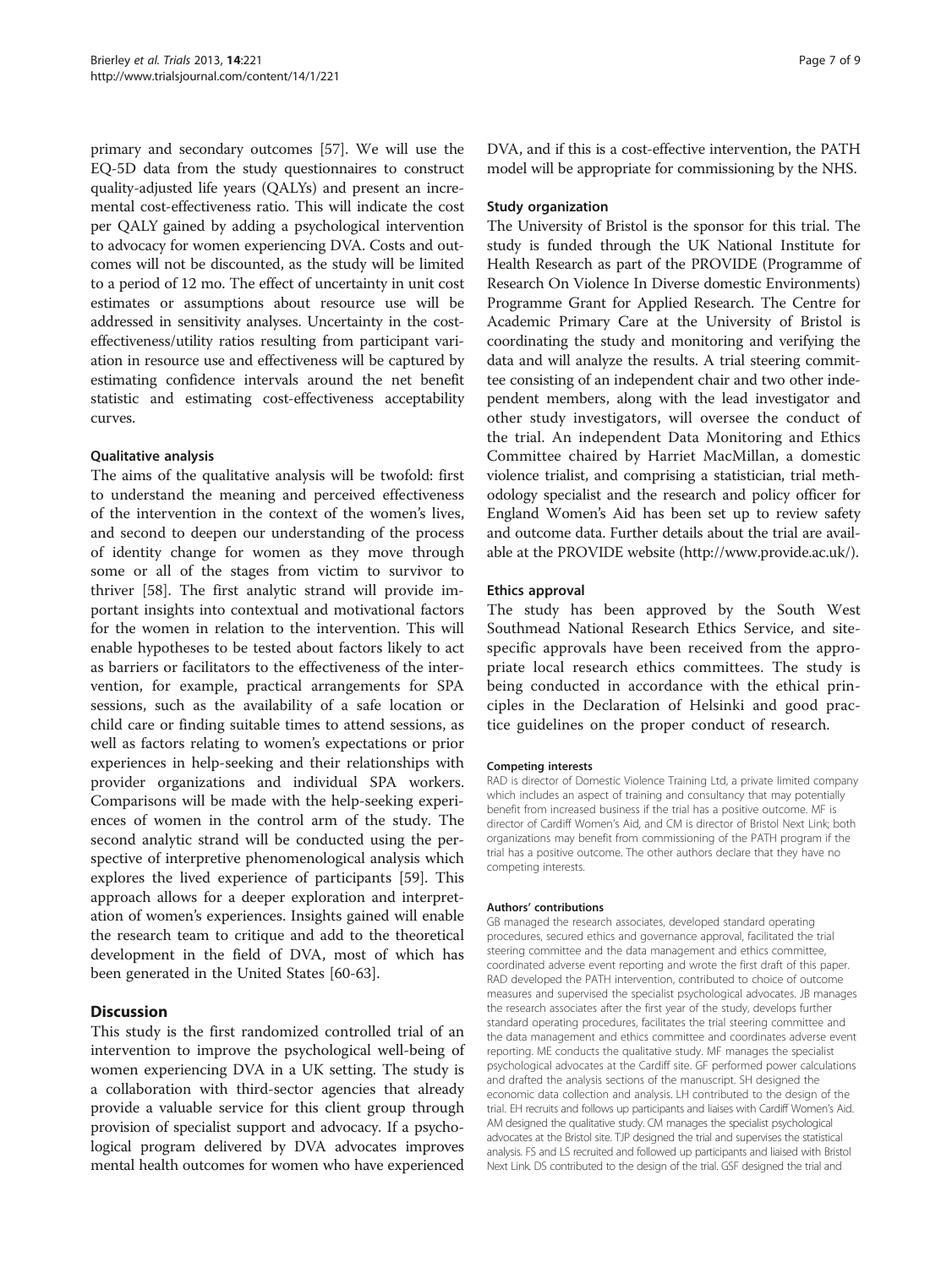primary and secondary outcomes [57]. We will use the EQ-5D data from the study questionnaires to construct quality-adjusted life years (QALYs) and present an incremental cost-effectiveness ratio. This will indicate the cost per QALY gained by adding a psychological intervention to advocacy for women experiencing DVA. Costs and outcomes will not be discounted, as the study will be limited to a period of 12 mo. The effect of uncertainty in unit cost estimates or assumptions about resource use will be addressed in sensitivity analyses. Uncertainty in the cost-effectiveness/utility ratios resulting from participant variation in resource use and effectiveness will be captured by estimating confidence intervals around the net benefit statistic and estimating cost-effectiveness acceptability curves.

### Qualitative analysis

The aims of the qualitative analysis will be twofold: first to understand the meaning and perceived effectiveness of the intervention in the context of the women's lives, and second to deepen our understanding of the process of identity change for women as they move through some or all of the stages from victim to survivor to thriver [58]. The first analytic strand will provide important insights into contextual and motivational factors for the women in relation to the intervention. This will enable hypotheses to be tested about factors likely to act as barriers or facilitators to the effectiveness of the intervention, for example, practical arrangements for SPA sessions, such as the availability of a safe location or child care or finding suitable times to attend sessions, as well as factors relating to women's expectations or prior experiences in help-seeking and their relationships with provider organizations and individual SPA workers. Comparisons will be made with the help-seeking experiences of women in the control arm of the study. The second analytic strand will be conducted using the perspective of interpretive phenomenological analysis which explores the lived experience of participants [59]. This approach allows for a deeper exploration and interpretation of women's experiences. Insights gained will enable the research team to critique and add to the theoretical development in the field of DVA, most of which has been generated in the United States [60-63].

## Discussion

This study is the first randomized controlled trial of an intervention to improve the psychological well-being of women experiencing DVA in a UK setting. The study is a collaboration with third-sector agencies that already provide a valuable service for this client group through provision of specialist support and advocacy. If a psychological program delivered by DVA advocates improves mental health outcomes for women who have experienced DVA, and if this is a cost-effective intervention, the PATH model will be appropriate for commissioning by the NHS.

### Study organization

The University of Bristol is the sponsor for this trial. The study is funded through the UK National Institute for Health Research as part of the PROVIDE (Programme of Research On Violence In Diverse domestic Environments) Programme Grant for Applied Research. The Centre for Academic Primary Care at the University of Bristol is coordinating the study and monitoring and verifying the data and will analyze the results. A trial steering committee consisting of an independent chair and two other independent members, along with the lead investigator and other study investigators, will oversee the conduct of the trial. An independent Data Monitoring and Ethics Committee chaired by Harriet MacMillan, a domestic violence trialist, and comprising a statistician, trial methodology specialist and the research and policy officer for England Women's Aid has been set up to review safety and outcome data. Further details about the trial are available at the PROVIDE website (http://www.provide.ac.uk/).

### Ethics approval

The study has been approved by the South West Southmead National Research Ethics Service, and site-specific approvals have been received from the appropriate local research ethics committees. The study is being conducted in accordance with the ethical principles in the Declaration of Helsinki and good practice guidelines on the proper conduct of research.

#### Competing interests

RAD is director of Domestic Violence Training Ltd, a private limited company which includes an aspect of training and consultancy that may potentially benefit from increased business if the trial has a positive outcome. MF is director of Cardiff Women's Aid, and CM is director of Bristol Next Link; both organizations may benefit from commissioning of the PATH program if the trial has a positive outcome. The other authors declare that they have no competing interests.

#### Authors' contributions

GB managed the research associates, developed standard operating procedures, secured ethics and governance approval, facilitated the trial steering committee and the data management and ethics committee, coordinated adverse event reporting and wrote the first draft of this paper. RAD developed the PATH intervention, contributed to choice of outcome measures and supervised the specialist psychological advocates. JB manages the research associates after the first year of the study, develops further standard operating procedures, facilitates the trial steering committee and the data management and ethics committee and coordinates adverse event reporting. ME conducts the qualitative study. MF manages the specialist psychological advocates at the Cardiff site. GF performed power calculations and drafted the analysis sections of the manuscript. SH designed the economic data collection and analysis. LH contributed to the design of the trial. EH recruits and follows up participants and liaises with Cardiff Women's Aid. AM designed the qualitative study. CM manages the specialist psychological advocates at the Bristol site. TJP designed the trial and supervises the statistical analysis. FS and LS recruited and followed up participants and liaised with Bristol Next Link. DS contributed to the design of the trial. GSF designed the trial and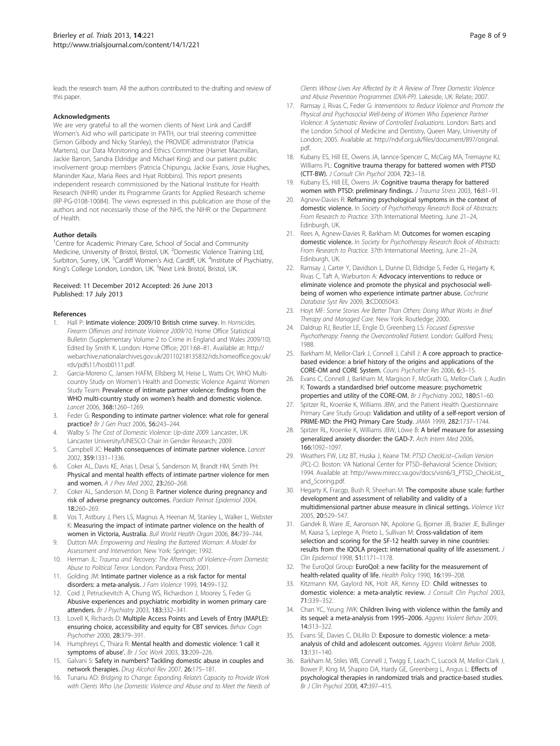leads the research team. All the authors contributed to the drafting and review of this paper.

### Acknowledgments

We are very grateful to all the women clients of Next Link and Cardiff Women's Aid who will participate in PATH, our trial steering committee (Simon Gilbody and Nicky Stanley), the PROVIDE administrator (Patricia Martens), our Data Monitoring and Ethics Committee (Harriet Macmillan, Jackie Barron, Sandra Eldridge and Michael King) and our patient public involvement group members (Patricia Chipungu, Jackie Evans, Josie Hughes, Maninder Kaur, Maria Rees and Hyat Robbins). This report presents independent research commissioned by the National Institute for Health Research (NIHR) under its Programme Grants for Applied Research scheme (RP-PG-0108-10084). The views expressed in this publication are those of the authors and not necessarily those of the NHS, the NIHR or the Department of Health.

### Author details

[1]Centre for Academic Primary Care, School of Social and Community Medicine, University of Bristol, Bristol, UK. [2]Domestic Violence Training Ltd, Surbiton, Surrey, UK. [3]Cardiff Women's Aid, Cardiff, UK. [4]Institute of Psychiatry, King's College London, London, UK. [5]Next Link Bristol, Bristol, UK.

Received: 11 December 2012 Accepted: 26 June 2013
Published: 17 July 2013

### References

1. Hall P: **Intimate violence: 2009/10 British crime survey.** In *Homicides, Firearm Offences and Intimate Violence 2009/10*, Home Office Statistical Bulletin (Supplementary Volume 2 to Crime in England and Wales 2009/10). Edited by Smith K. London: Home Office; 2011:68–81. Available at: http://webarchive.nationalarchives.gov.uk/20110218135832/rds.homeoffice.gov.uk/rds/pdfs11/hosb0111.pdf.
2. Garcia-Moreno C, Jansen HAFM, Ellsberg M, Heise L, Watts CH, WHO Multi-country Study on Women's Health and Domestic Violence Against Women Study Team: **Prevalence of intimate partner violence: findings from the WHO multi-country study on women's health and domestic violence.** *Lancet* 2006, **368:**1260–1269.
3. Feder G: **Responding to intimate partner violence: what role for general practice?** *Br J Gen Pract* 2006, **56:**243–244.
4. Walby S: *The Cost of Domestic Violence: Up-date 2009.* Lancaster, UK: Lancaster University/UNESCO Chair in Gender Research; 2009.
5. Campbell JC: **Health consequences of intimate partner violence.** *Lancet* 2002, **359:**1331–1336.
6. Coker AL, Davis KE, Arias I, Desai S, Sanderson M, Brandt HM, Smith PH: **Physical and mental health effects of intimate partner violence for men and women.** *A J Prev Med* 2002, **23:**260–268.
7. Coker AL, Sanderson M, Dong B: **Partner violence during pregnancy and risk of adverse pregnancy outcomes.** *Paediatr Perinat Epidemiol* 2004, **18:**260–269.
8. Vos T, Astbury J, Piers LS, Magnus A, Heenan M, Stanley L, Walker L, Webster K: **Measuring the impact of intimate partner violence on the health of women in Victoria, Australia.** *Bull World Health Organ* 2006, **84:**739–744.
9. Dutton MA: *Empowering and Healing the Battered Woman: A Model for Assessment and Intervention.* New York: Springer; 1992.
10. Herman JL: *Trauma and Recovery: The Aftermath of Violence–From Domestic Abuse to Political Terror.* London: Pandora Press; 2001.
11. Golding JM: **Intimate partner violence as a risk factor for mental disorders: a meta-analysis.** *J Fam Violence* 1999, **14:**99–132.
12. Coid J, Petruckevitch A, Chung WS, Richardson J, Moorey S, Feder G: **Abusive experiences and psychiatric morbidity in women primary care attenders.** *Br J Psychiatry* 2003, **183:**332–341.
13. Lovell K, Richards D: **Multiple Access Points and Levels of Entry (MAPLE): ensuring choice, accessibility and equity for CBT services.** *Behav Cogn Psychother* 2000, **28:**379–391.
14. Humphreys C, Thiara R: **Mental health and domestic violence: 'I call it symptoms of abuse'.** *Br J Soc Work* 2003, **33:**209–226.
15. Galvani S: **Safety in numbers? Tackling domestic abuse in couples and network therapies.** *Drug Alcohol Rev* 2007, **26:**175–181.
16. Tunariu AD: *Bridging to Change: Expanding Relate's Capacity to Provide Work with Clients Who Use Domestic Violence and Abuse and to Meet the Needs of Clients Whose Lives Are Affected by It: A Review of Three Domestic Violence and Abuse Prevention Programmes (DVA-PP).* Lakeside, UK: Relate; 2007.
17. Ramsay J, Rivas C, Feder G: *Interventions to Reduce Violence and Promote the Physical and Psychosocial Well-being of Women Who Experience Partner Violence: A Systematic Review of Controlled Evaluations.* London: Barts and the London School of Medicine and Dentistry, Queen Mary, University of London; 2005. Available at: http://ndvf.org.uk/files/document/897/original.pdf.
18. Kubany ES, Hill EE, Owens JA, Iannce-Spencer C, McCaig MA, Tremayne KJ, Williams PL: **Cognitive trauma therapy for battered women with PTSD (CTT-BW).** *J Consult Clin Psychol* 2004, **72:**3–18.
19. Kubany ES, Hill EE, Owens JA: **Cognitive trauma therapy for battered women with PTSD: preliminary findings.** *J Trauma Stress* 2003, **16:**81–91.
20. Agnew-Davies R: **Reframing psychological symptoms in the context of domestic violence.** In *Society of Psychotherapy Research Book of Abstracts: From Research to Practice.* 37th International Meeting, June 21–24, Edinburgh, UK.
21. Rees A, Agnew-Davies R, Barkham M: **Outcomes for women escaping domestic violence.** In *Society for Psychotherapy Research Book of Abstracts: From Research to Practice.* 37th International Meeting, June 21–24, Edinburgh, UK.
22. Ramsay J, Carter Y, Davidson L, Dunne D, Eldridge S, Feder G, Hegarty K, Rivas C, Taft A, Warburton A: **Advocacy interventions to reduce or eliminate violence and promote the physical and psychosocial well-being of women who experience intimate partner abuse.** *Cochrane Database Syst Rev* 2009, **3:**CD005043.
23. Hoyt MF: *Some Stories Are Better Than Others: Doing What Works in Brief Therapy and Managed Care.* New York: Routledge; 2000.
24. Daldrup RJ, Beutler LE, Engle D, Greenberg LS: *Focused Expressive Psychotherapy: Freeing the Overcontrolled Patient.* London: Guilford Press; 1988.
25. Barkham M, Mellor-Clark J, Connell J, Cahill J: **A core approach to practice-based evidence: a brief history of the origins and applications of the CORE-OM and CORE System.** *Couns Psychother Res* 2006, **6:**3–15.
26. Evans C, Connell J, Barkham M, Margison F, McGrath G, Mellor-Clark J, Audin K: **Towards a standardised brief outcome measure: psychometric properties and utility of the CORE-OM.** *Br J Psychiatry* 2002, **180:**51–60.
27. Spitzer RL, Kroenke K, Williams JBW, and the Patient Health Questionnaire Primary Care Study Group: **Validation and utility of a self-report version of PRIME-MD: the PHQ Primary Care Study.** *JAMA* 1999, **282:**1737–1744.
28. Spitzer RL, Kroenke K, Williams JBW, Löwe B: **A brief measure for assessing generalized anxiety disorder: the GAD-7.** *Arch Intern Med* 2006, **166:**1092–1097.
29. Weathers FW, Litz BT, Huska J, Keane TM: *PTSD CheckList–Civilian Version (PCL-C).* Boston: VA National Center for PTSD–Behavioral Science Division; 1994. Available at: http://www.mirecc.va.gov/docs/visn6/3_PTSD_CheckList_and_Scoring.pdf.
30. Hegarty K, Fracgp, Bush R, Sheehan M: **The composite abuse scale: further development and assessment of reliability and validity of a multidimensional partner abuse measure in clinical settings.** *Violence Vict* 2005, **20:**529–547.
31. Gandek B, Ware JE, Aaronson NK, Apolone G, Bjorner JB, Brazier JE, Bullinger M, Kaasa S, Leplege A, Prieto L, Sullivan M: **Cross-validation of item selection and scoring for the SF-12 health survey in nine countries: results from the IQOLA project: international quality of life assessment.** *J Clin Epidemiol* 1998, **51:**1171–1178.
32. The EuroQol Group: **EuroQol: a new facility for the measurement of health-related quality of life.** *Health Policy* 1990, **16:**199–208.
33. Kitzmann KM, Gaylord NK, Holt AR, Kenny ED: **Child witnesses to domestic violence: a meta-analytic review.** *J Consult Clin Psychol* 2003, **71:**339–352.
34. Chan YC, Yeung JWK: **Children living with violence within the family and its sequel: a meta-analysis from 1995–2006.** *Aggress Violent Behav* 2009, **14:**313–322.
35. Evans SE, Davies C, DiLillo D: **Exposure to domestic violence: a meta-analysis of child and adolescent outcomes.** *Aggress Violent Behav* 2008, **13:**131–140.
36. Barkham M, Stiles WB, Connell J, Twigg E, Leach C, Lucock M, Mellor-Clark J, Bower P, King M, Shapiro DA, Hardy GE, Greenberg L, Angus L: **Effects of psychological therapies in randomized trials and practice-based studies.** *Br J Clin Psychol* 2008, **47:**397–415.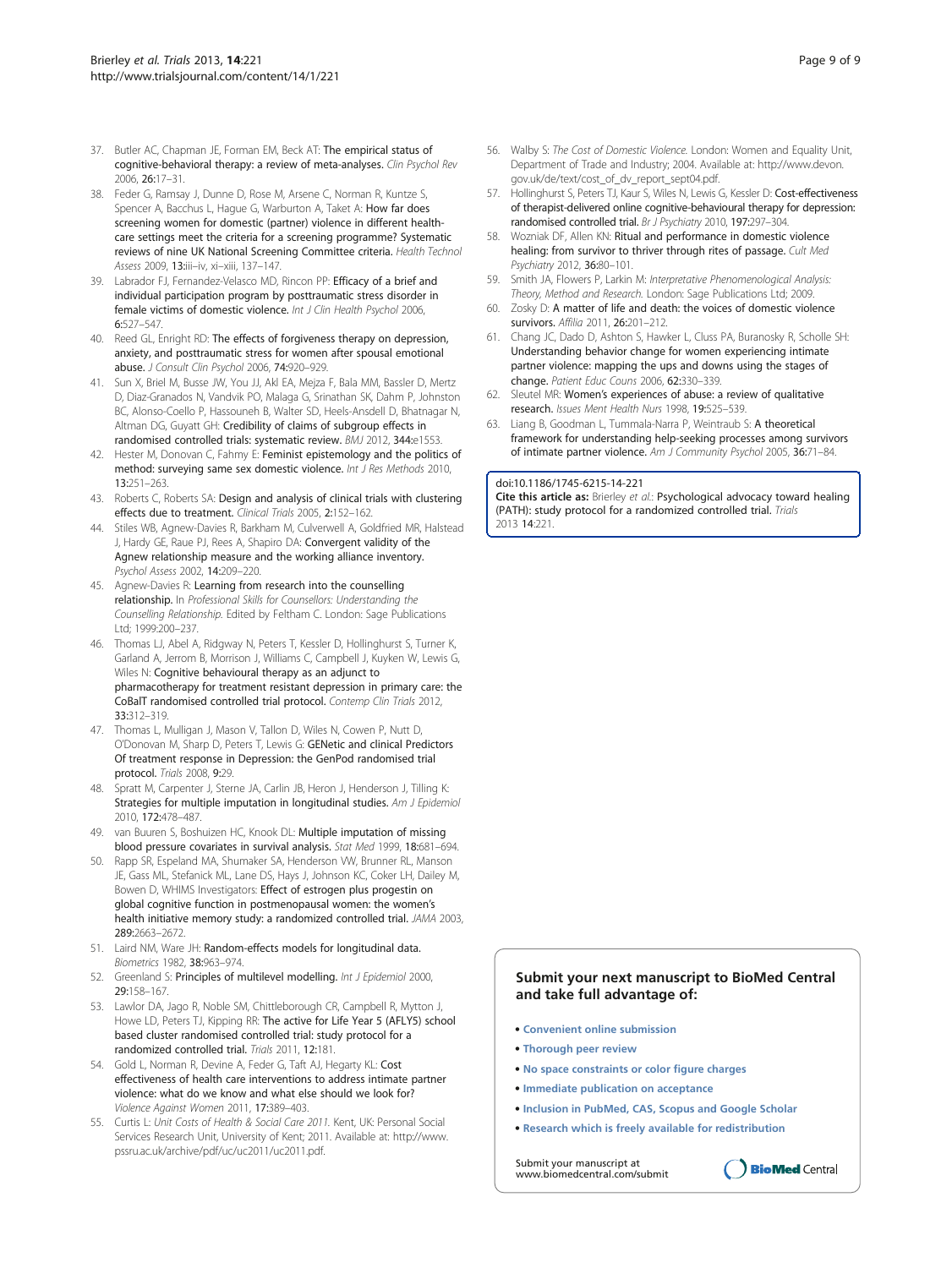37. Butler AC, Chapman JE, Forman EM, Beck AT: **The empirical status of cognitive-behavioral therapy: a review of meta-analyses.** *Clin Psychol Rev* 2006, **26:**17–31.
38. Feder G, Ramsay J, Dunne D, Rose M, Arsene C, Norman R, Kuntze S, Spencer A, Bacchus L, Hague G, Warburton A, Taket A: **How far does screening women for domestic (partner) violence in different health-care settings meet the criteria for a screening programme? Systematic reviews of nine UK National Screening Committee criteria.** *Health Technol Assess* 2009, **13:**iii–iv, xi–xiii, 137–147.
39. Labrador FJ, Fernandez-Velasco MD, Rincon PP: **Efficacy of a brief and individual participation program by posttraumatic stress disorder in female victims of domestic violence.** *Int J Clin Health Psychol* 2006, **6:**527–547.
40. Reed GL, Enright RD: **The effects of forgiveness therapy on depression, anxiety, and posttraumatic stress for women after spousal emotional abuse.** *J Consult Clin Psychol* 2006, **74:**920–929.
41. Sun X, Briel M, Busse JW, You JJ, Akl EA, Mejza F, Bala MM, Bassler D, Mertz D, Diaz-Granados N, Vandvik PO, Malaga G, Srinathan SK, Dahm P, Johnston BC, Alonso-Coello P, Hassouneh B, Walter SD, Heels-Ansdell D, Bhatnagar N, Altman DG, Guyatt GH: **Credibility of claims of subgroup effects in randomised controlled trials: systematic review.** *BMJ* 2012, **344:**e1553.
42. Hester M, Donovan C, Fahmy E: **Feminist epistemology and the politics of method: surveying same sex domestic violence.** *Int J Res Methods* 2010, **13:**251–263.
43. Roberts C, Roberts SA: **Design and analysis of clinical trials with clustering effects due to treatment.** *Clinical Trials* 2005, **2:**152–162.
44. Stiles WB, Agnew-Davies R, Barkham M, Culverwell A, Goldfried MR, Halstead J, Hardy GE, Raue PJ, Rees A, Shapiro DA: **Convergent validity of the Agnew relationship measure and the working alliance inventory.** *Psychol Assess* 2002, **14:**209–220.
45. Agnew-Davies R: **Learning from research into the counselling relationship.** In *Professional Skills for Counsellors: Understanding the Counselling Relationship.* Edited by Feltham C. London: Sage Publications Ltd; 1999:200–237.
46. Thomas LJ, Abel A, Ridgway N, Peters T, Kessler D, Hollinghurst S, Turner K, Garland A, Jerrom B, Morrison J, Williams C, Campbell J, Kuyken W, Lewis G, Wiles N: **Cognitive behavioural therapy as an adjunct to pharmacotherapy for treatment resistant depression in primary care: the CoBalT randomised controlled trial protocol.** *Contemp Clin Trials* 2012, **33:**312–319.
47. Thomas L, Mulligan J, Mason V, Tallon D, Wiles N, Cowen P, Nutt D, O'Donovan M, Sharp D, Peters T, Lewis G: **GENetic and clinical Predictors Of treatment response in Depression: the GenPod randomised trial protocol.** *Trials* 2008, **9:**29.
48. Spratt M, Carpenter J, Sterne JA, Carlin JB, Heron J, Henderson J, Tilling K: **Strategies for multiple imputation in longitudinal studies.** *Am J Epidemiol* 2010, **172:**478–487.
49. van Buuren S, Boshuizen HC, Knook DL: **Multiple imputation of missing blood pressure covariates in survival analysis.** *Stat Med* 1999, **18:**681–694.
50. Rapp SR, Espeland MA, Shumaker SA, Henderson VW, Brunner RL, Manson JE, Gass ML, Stefanick ML, Lane DS, Hays J, Johnson KC, Coker LH, Dailey M, Bowen D, WHIMS Investigators: **Effect of estrogen plus progestin on global cognitive function in postmenopausal women: the women's health initiative memory study: a randomized controlled trial.** *JAMA* 2003, **289:**2663–2672.
51. Laird NM, Ware JH: **Random-effects models for longitudinal data.** *Biometrics* 1982, **38:**963–974.
52. Greenland S: **Principles of multilevel modelling.** *Int J Epidemiol* 2000, **29:**158–167.
53. Lawlor DA, Jago R, Noble SM, Chittleborough CR, Campbell R, Mytton J, Howe LD, Peters TJ, Kipping RR: **The active for Life Year 5 (AFLY5) school based cluster randomised controlled trial: study protocol for a randomized controlled trial.** *Trials* 2011, **12:**181.
54. Gold L, Norman R, Devine A, Feder G, Taft AJ, Hegarty KL: **Cost effectiveness of health care interventions to address intimate partner violence: what do we know and what else should we look for?** *Violence Against Women* 2011, **17:**389–403.
55. Curtis L: *Unit Costs of Health & Social Care 2011.* Kent, UK: Personal Social Services Research Unit, University of Kent; 2011. Available at: http://www.pssru.ac.uk/archive/pdf/uc/uc2011/uc2011.pdf.
56. Walby S: *The Cost of Domestic Violence.* London: Women and Equality Unit, Department of Trade and Industry; 2004. Available at: http://www.devon.gov.uk/de/text/cost_of_dv_report_sept04.pdf.
57. Hollinghurst S, Peters TJ, Kaur S, Wiles N, Lewis G, Kessler D: **Cost-effectiveness of therapist-delivered online cognitive-behavioural therapy for depression: randomised controlled trial.** *Br J Psychiatry* 2010, **197:**297–304.
58. Wozniak DF, Allen KN: **Ritual and performance in domestic violence healing: from survivor to thriver through rites of passage.** *Cult Med Psychiatry* 2012, **36:**80–101.
59. Smith JA, Flowers P, Larkin M: *Interpretative Phenomenological Analysis: Theory, Method and Research.* London: Sage Publications Ltd; 2009.
60. Zosky D: **A matter of life and death: the voices of domestic violence survivors.** *Affilia* 2011, **26:**201–212.
61. Chang JC, Dado D, Ashton S, Hawker L, Cluss PA, Buranosky R, Scholle SH: **Understanding behavior change for women experiencing intimate partner violence: mapping the ups and downs using the stages of change.** *Patient Educ Couns* 2006, **62:**330–339.
62. Sleutel MR: **Women's experiences of abuse: a review of qualitative research.** *Issues Ment Health Nurs* 1998, **19:**525–539.
63. Liang B, Goodman L, Tummala-Narra P, Weintraub S: **A theoretical framework for understanding help-seeking processes among survivors of intimate partner violence.** *Am J Community Psychol* 2005, **36:**71–84.

doi:10.1186/1745-6215-14-221

**Cite this article as:** Brierley *et al.*: Psychological advocacy toward healing (PATH): study protocol for a randomized controlled trial. *Trials* 2013 **14**:221.

**Submit your next manuscript to BioMed Central and take full advantage of:**

- **Convenient online submission**
- **Thorough peer review**
- **No space constraints or color figure charges**
- **Immediate publication on acceptance**
- **Inclusion in PubMed, CAS, Scopus and Google Scholar**
- **Research which is freely available for redistribution**

Submit your manuscript at www.biomedcentral.com/submit

BioMed Central